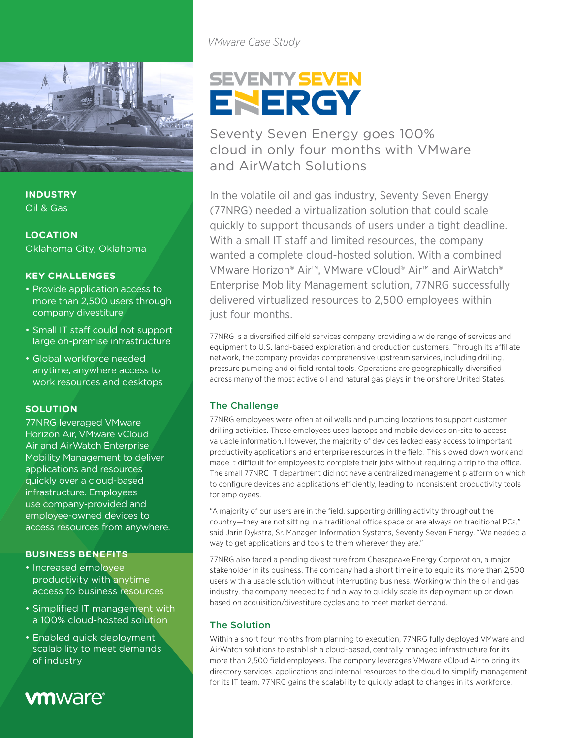*VMware Case Study*

# SEVENTY SEVEN ENERGY

## Seventy Seven Energy goes 100% cloud in only four months with VMware and AirWatch Solutions

In the volatile oil and gas industry, Seventy Seven Energy (77NRG) needed a virtualization solution that could scale quickly to support thousands of users under a tight deadline. With a small IT staff and limited resources, the company wanted a complete cloud-hosted solution. With a combined VMware Horizon® Air™, VMware vCloud® Air™ and AirWatch® Enterprise Mobility Management solution, 77NRG successfully delivered virtualized resources to 2,500 employees within just four months.

77NRG is a diversified oilfield services company providing a wide range of services and equipment to U.S. land-based exploration and production customers. Through its affiliate network, the company provides comprehensive upstream services, including drilling, pressure pumping and oilfield rental tools. Operations are geographically diversified across many of the most active oil and natural gas plays in the onshore United States.

### The Challenge

77NRG employees were often at oil wells and pumping locations to support customer drilling activities. These employees used laptops and mobile devices on-site to access valuable information. However, the majority of devices lacked easy access to important productivity applications and enterprise resources in the field. This slowed down work and made it difficult for employees to complete their jobs without requiring a trip to the office. The small 77NRG IT department did not have a centralized management platform on which to configure devices and applications efficiently, leading to inconsistent productivity tools for employees.

"A majority of our users are in the field, supporting drilling activity throughout the country—they are not sitting in a traditional office space or are always on traditional PCs," said Jarin Dykstra, Sr. Manager, Information Systems, Seventy Seven Energy. "We needed a way to get applications and tools to them wherever they are."

77NRG also faced a pending divestiture from Chesapeake Energy Corporation, a major stakeholder in its business. The company had a short timeline to equip its more than 2,500 users with a usable solution without interrupting business. Working within the oil and gas industry, the company needed to find a way to quickly scale its deployment up or down based on acquisition/divestiture cycles and to meet market demand.

### The Solution

Within a short four months from planning to execution, 77NRG fully deployed VMware and AirWatch solutions to establish a cloud-based, centrally managed infrastructure for its more than 2,500 field employees. The company leverages VMware vCloud Air to bring its directory services, applications and internal resources to the cloud to simplify management for its IT team. 77NRG gains the scalability to quickly adapt to changes in its workforce.

**INDUSTRY**
Oil & Gas

**LOCATION**
Oklahoma City, Oklahoma

**KEY CHALLENGES**

- Provide application access to more than 2,500 users through company divestiture
- Small IT staff could not support large on-premise infrastructure
- Global workforce needed anytime, anywhere access to work resources and desktops

**SOLUTION**

77NRG leveraged VMware Horizon Air, VMware vCloud Air and AirWatch Enterprise Mobility Management to deliver applications and resources quickly over a cloud-based infrastructure. Employees use company-provided and employee-owned devices to access resources from anywhere.

**BUSINESS BENEFITS**

- Increased employee productivity with anytime access to business resources
- Simplified IT management with a 100% cloud-hosted solution
- Enabled quick deployment scalability to meet demands of industry

vmware®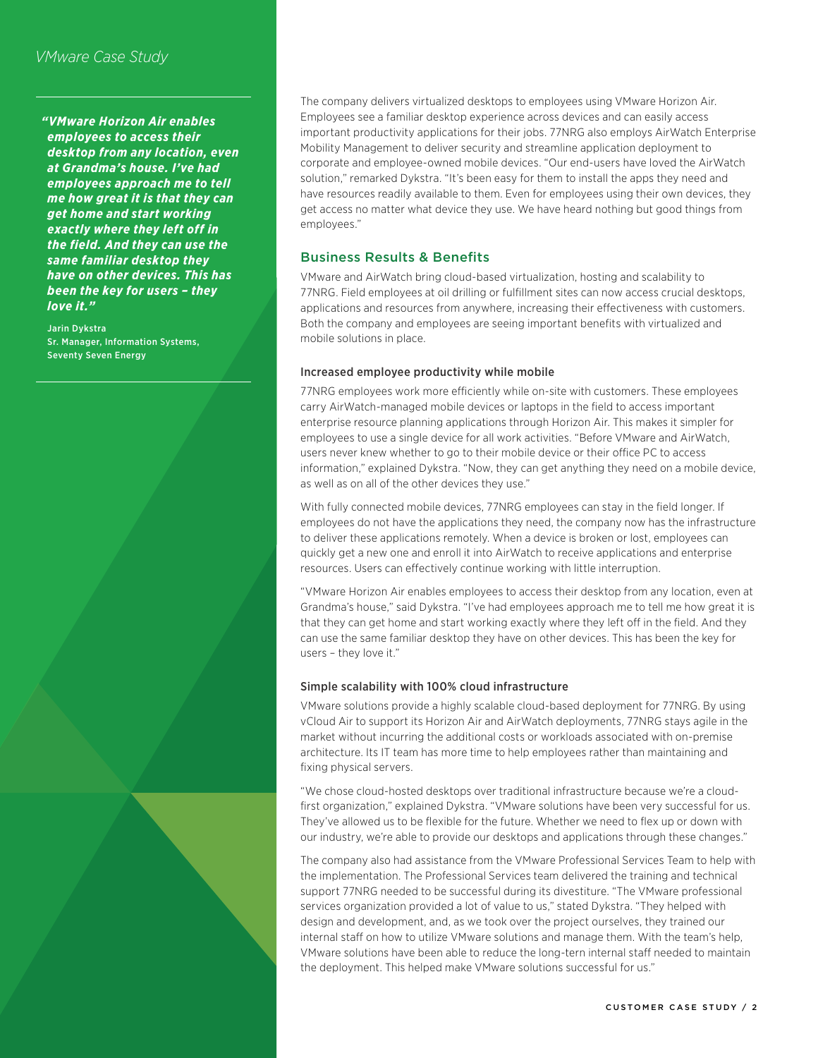*"VMware Horizon Air enables employees to access their desktop from any location, even at Grandma's house. I've had employees approach me to tell me how great it is that they can get home and start working exactly where they left off in the field. And they can use the same familiar desktop they have on other devices. This has been the key for users – they love it."*

Jarin Dykstra
Sr. Manager, Information Systems, Seventy Seven Energy

The company delivers virtualized desktops to employees using VMware Horizon Air. Employees see a familiar desktop experience across devices and can easily access important productivity applications for their jobs. 77NRG also employs AirWatch Enterprise Mobility Management to deliver security and streamline application deployment to corporate and employee-owned mobile devices. "Our end-users have loved the AirWatch solution," remarked Dykstra. "It's been easy for them to install the apps they need and have resources readily available to them. Even for employees using their own devices, they get access no matter what device they use. We have heard nothing but good things from employees."

## Business Results & Benefits

VMware and AirWatch bring cloud-based virtualization, hosting and scalability to 77NRG. Field employees at oil drilling or fulfillment sites can now access crucial desktops, applications and resources from anywhere, increasing their effectiveness with customers. Both the company and employees are seeing important benefits with virtualized and mobile solutions in place.

### Increased employee productivity while mobile

77NRG employees work more efficiently while on-site with customers. These employees carry AirWatch-managed mobile devices or laptops in the field to access important enterprise resource planning applications through Horizon Air. This makes it simpler for employees to use a single device for all work activities. "Before VMware and AirWatch, users never knew whether to go to their mobile device or their office PC to access information," explained Dykstra. "Now, they can get anything they need on a mobile device, as well as on all of the other devices they use."

With fully connected mobile devices, 77NRG employees can stay in the field longer. If employees do not have the applications they need, the company now has the infrastructure to deliver these applications remotely. When a device is broken or lost, employees can quickly get a new one and enroll it into AirWatch to receive applications and enterprise resources. Users can effectively continue working with little interruption.

"VMware Horizon Air enables employees to access their desktop from any location, even at Grandma's house," said Dykstra. "I've had employees approach me to tell me how great it is that they can get home and start working exactly where they left off in the field. And they can use the same familiar desktop they have on other devices. This has been the key for users – they love it."

### Simple scalability with 100% cloud infrastructure

VMware solutions provide a highly scalable cloud-based deployment for 77NRG. By using vCloud Air to support its Horizon Air and AirWatch deployments, 77NRG stays agile in the market without incurring the additional costs or workloads associated with on-premise architecture. Its IT team has more time to help employees rather than maintaining and fixing physical servers.

"We chose cloud-hosted desktops over traditional infrastructure because we're a cloud-first organization," explained Dykstra. "VMware solutions have been very successful for us. They've allowed us to be flexible for the future. Whether we need to flex up or down with our industry, we're able to provide our desktops and applications through these changes."

The company also had assistance from the VMware Professional Services Team to help with the implementation. The Professional Services team delivered the training and technical support 77NRG needed to be successful during its divestiture. "The VMware professional services organization provided a lot of value to us," stated Dykstra. "They helped with design and development, and, as we took over the project ourselves, they trained our internal staff on how to utilize VMware solutions and manage them. With the team's help, VMware solutions have been able to reduce the long-tern internal staff needed to maintain the deployment. This helped make VMware solutions successful for us."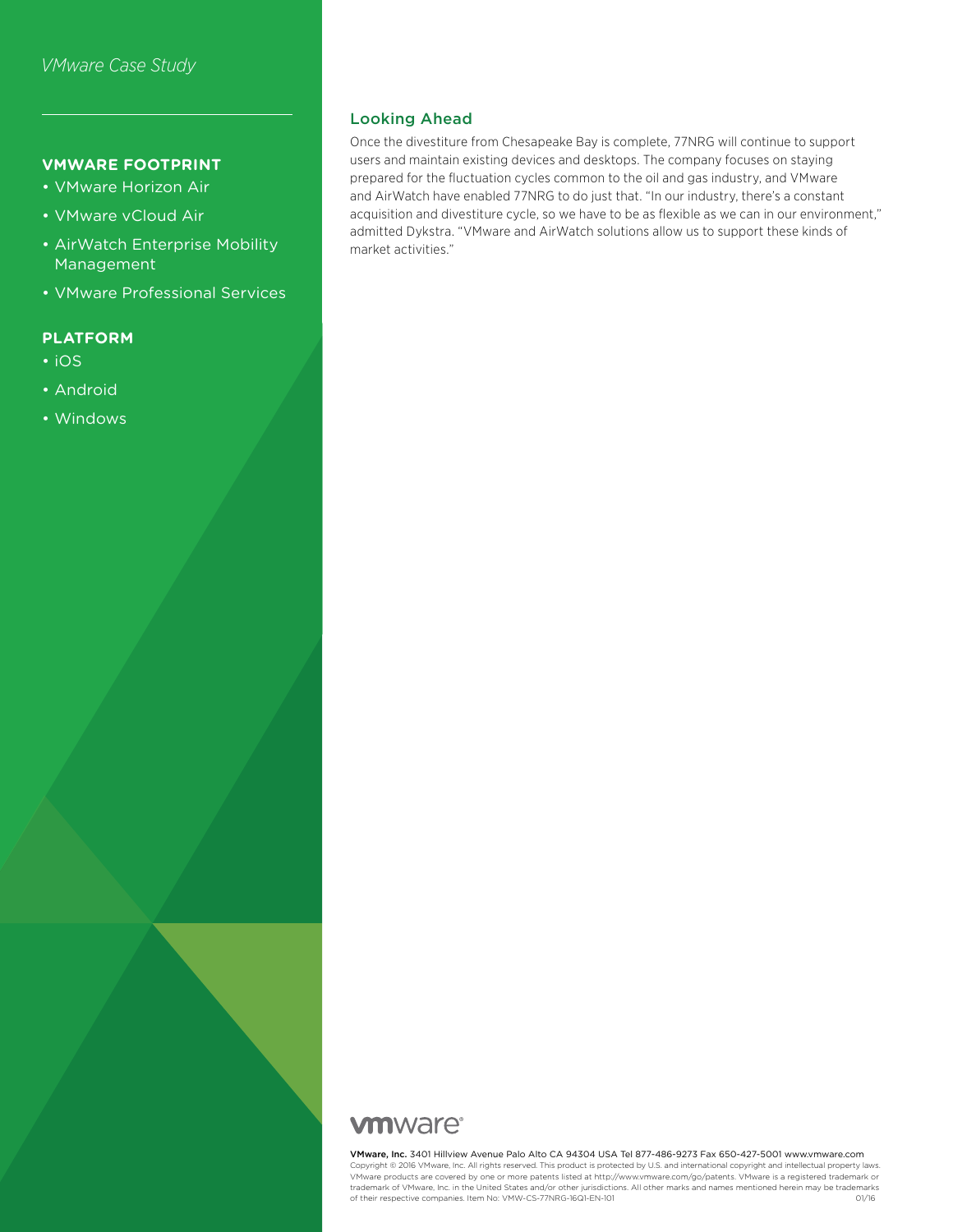### VMWARE FOOTPRINT

- VMware Horizon Air
- VMware vCloud Air
- AirWatch Enterprise Mobility Management
- VMware Professional Services

### PLATFORM

- iOS
- Android
- Windows

## Looking Ahead

Once the divestiture from Chesapeake Bay is complete, 77NRG will continue to support users and maintain existing devices and desktops. The company focuses on staying prepared for the fluctuation cycles common to the oil and gas industry, and VMware and AirWatch have enabled 77NRG to do just that. "In our industry, there's a constant acquisition and divestiture cycle, so we have to be as flexible as we can in our environment," admitted Dykstra. "VMware and AirWatch solutions allow us to support these kinds of market activities."

**VMware, Inc.** 3401 Hillview Avenue Palo Alto CA 94304 USA Tel 877-486-9273 Fax 650-427-5001 www.vmware.com
Copyright © 2016 VMware, Inc. All rights reserved. This product is protected by U.S. and international copyright and intellectual property laws. VMware products are covered by one or more patents listed at http://www.vmware.com/go/patents. VMware is a registered trademark or trademark of VMware, Inc. in the United States and/or other jurisdictions. All other marks and names mentioned herein may be trademarks of their respective companies. Item No: VMW-CS-77NRG-16Q1-EN-101 01/16